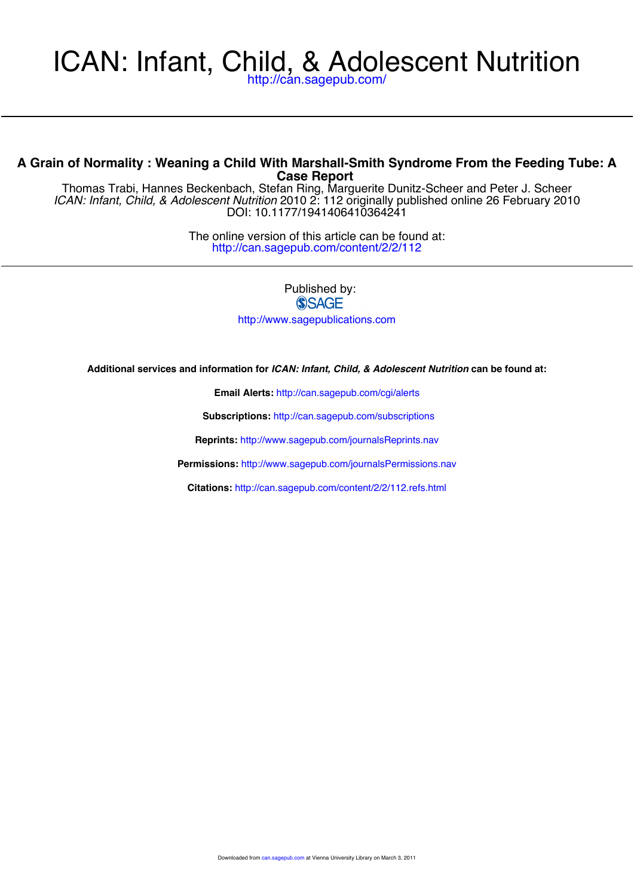# ICAN: Infant, Child, & Adolescent Nutrition

http://can.sagepub.com/

## A Grain of Normality : Weaning a Child With Marshall-Smith Syndrome From the Feeding Tube: A Case Report

Thomas Trabi, Hannes Beckenbach, Stefan Ring, Marguerite Dunitz-Scheer and Peter J. Scheer
*ICAN: Infant, Child, & Adolescent Nutrition* 2010 2: 112 originally published online 26 February 2010
DOI: 10.1177/1941406410364241

The online version of this article can be found at:
http://can.sagepub.com/content/2/2/112

Published by:
SAGE
http://www.sagepublications.com

**Additional services and information for *ICAN: Infant, Child, & Adolescent Nutrition* can be found at:**

**Email Alerts:** http://can.sagepub.com/cgi/alerts

**Subscriptions:** http://can.sagepub.com/subscriptions

**Reprints:** http://www.sagepub.com/journalsReprints.nav

**Permissions:** http://www.sagepub.com/journalsPermissions.nav

**Citations:** http://can.sagepub.com/content/2/2/112.refs.html

Downloaded from can.sagepub.com at Vienna University Library on March 3, 2011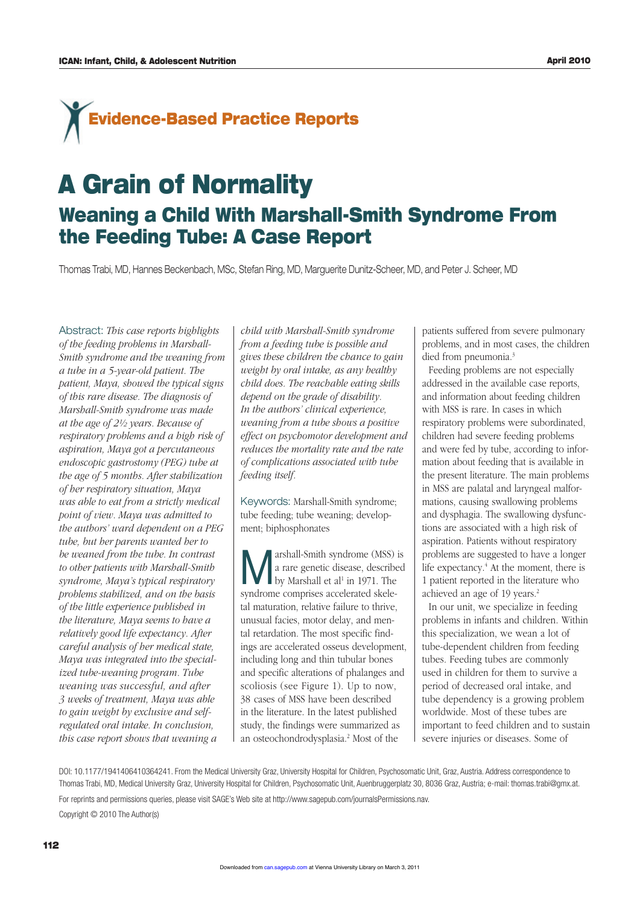# Evidence-Based Practice Reports

# A Grain of Normality

## Weaning a Child With Marshall-Smith Syndrome From the Feeding Tube: A Case Report

Thomas Trabi, MD, Hannes Beckenbach, MSc, Stefan Ring, MD, Marguerite Dunitz-Scheer, MD, and Peter J. Scheer, MD

Abstract: *This case reports highlights of the feeding problems in Marshall-Smith syndrome and the weaning from a tube in a 5-year-old patient. The patient, Maya, showed the typical signs of this rare disease. The diagnosis of Marshall-Smith syndrome was made at the age of 2½ years. Because of respiratory problems and a high risk of aspiration, Maya got a percutaneous endoscopic gastrostomy (PEG) tube at the age of 5 months. After stabilization of her respiratory situation, Maya was able to eat from a strictly medical point of view. Maya was admitted to the authors' ward dependent on a PEG tube, but her parents wanted her to be weaned from the tube. In contrast to other patients with Marshall-Smith syndrome, Maya's typical respiratory problems stabilized, and on the basis of the little experience published in the literature, Maya seems to have a relatively good life expectancy. After careful analysis of her medical state, Maya was integrated into the specialized tube-weaning program. Tube weaning was successful, and after 3 weeks of treatment, Maya was able to gain weight by exclusive and self-regulated oral intake. In conclusion, this case report shows that weaning a child with Marshall-Smith syndrome from a feeding tube is possible and gives these children the chance to gain weight by oral intake, as any healthy child does. The reachable eating skills depend on the grade of disability. In the authors' clinical experience, weaning from a tube shows a positive effect on psychomotor development and reduces the mortality rate and the rate of complications associated with tube feeding itself.*

Keywords: Marshall-Smith syndrome; tube feeding; tube weaning; development; biphosphonates

Marshall-Smith syndrome (MSS) is a rare genetic disease, described by Marshall et al[1] in 1971. The syndrome comprises accelerated skeletal maturation, relative failure to thrive, unusual facies, motor delay, and mental retardation. The most specific findings are accelerated osseus development, including long and thin tubular bones and specific alterations of phalanges and scoliosis (see Figure 1). Up to now, 38 cases of MSS have been described in the literature. In the latest published study, the findings were summarized as an osteochondrodysplasia.[2] Most of the patients suffered from severe pulmonary problems, and in most cases, the children died from pneumonia.[3]

Feeding problems are not especially addressed in the available case reports, and information about feeding children with MSS is rare. In cases in which respiratory problems were subordinated, children had severe feeding problems and were fed by tube, according to information about feeding that is available in the present literature. The main problems in MSS are palatal and laryngeal malformations, causing swallowing problems and dysphagia. The swallowing dysfunctions are associated with a high risk of aspiration. Patients without respiratory problems are suggested to have a longer life expectancy.[4] At the moment, there is 1 patient reported in the literature who achieved an age of 19 years.[2]

In our unit, we specialize in feeding problems in infants and children. Within this specialization, we wean a lot of tube-dependent children from feeding tubes. Feeding tubes are commonly used in children for them to survive a period of decreased oral intake, and tube dependency is a growing problem worldwide. Most of these tubes are important to feed children and to sustain severe injuries or diseases. Some of

DOI: 10.1177/1941406410364241. From the Medical University Graz, University Hospital for Children, Psychosomatic Unit, Graz, Austria. Address correspondence to Thomas Trabi, MD, Medical University Graz, University Hospital for Children, Psychosomatic Unit, Auenbruggerplatz 30, 8036 Graz, Austria; e-mail: thomas.trabi@gmx.at.

For reprints and permissions queries, please visit SAGE's Web site at http://www.sagepub.com/journalsPermissions.nav.

Copyright © 2010 The Author(s)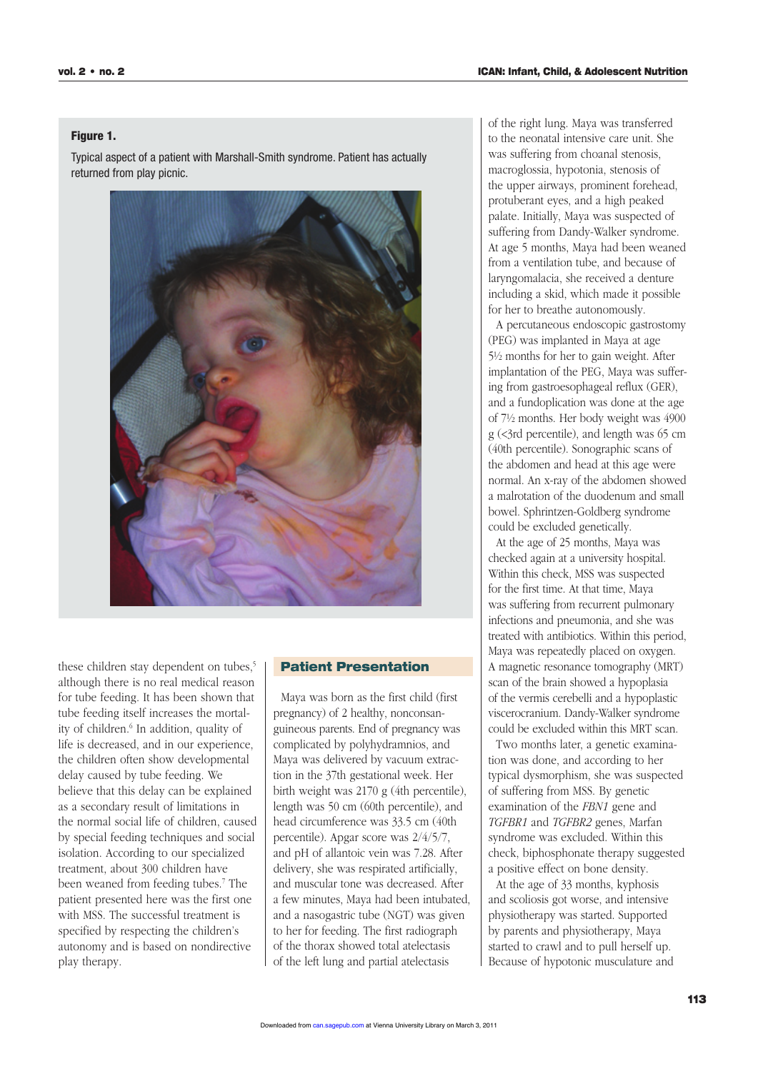**Figure 1.**

Typical aspect of a patient with Marshall-Smith syndrome. Patient has actually returned from play picnic.

these children stay dependent on tubes,[5] although there is no real medical reason for tube feeding. It has been shown that tube feeding itself increases the mortality of children.[6] In addition, quality of life is decreased, and in our experience, the children often show developmental delay caused by tube feeding. We believe that this delay can be explained as a secondary result of limitations in the normal social life of children, caused by special feeding techniques and social isolation. According to our specialized treatment, about 300 children have been weaned from feeding tubes.[7] The patient presented here was the first one with MSS. The successful treatment is specified by respecting the children's autonomy and is based on nondirective play therapy.

## Patient Presentation

Maya was born as the first child (first pregnancy) of 2 healthy, nonconsanguineous parents. End of pregnancy was complicated by polyhydramnios, and Maya was delivered by vacuum extraction in the 37th gestational week. Her birth weight was 2170 g (4th percentile), length was 50 cm (60th percentile), and head circumference was 33.5 cm (40th percentile). Apgar score was 2/4/5/7, and pH of allantoic vein was 7.28. After delivery, she was respirated artificially, and muscular tone was decreased. After a few minutes, Maya had been intubated, and a nasogastric tube (NGT) was given to her for feeding. The first radiograph of the thorax showed total atelectasis of the left lung and partial atelectasis of the right lung. Maya was transferred to the neonatal intensive care unit. She was suffering from choanal stenosis, macroglossia, hypotonia, stenosis of the upper airways, prominent forehead, protuberant eyes, and a high peaked palate. Initially, Maya was suspected of suffering from Dandy-Walker syndrome. At age 5 months, Maya had been weaned from a ventilation tube, and because of laryngomalacia, she received a denture including a skid, which made it possible for her to breathe autonomously.

A percutaneous endoscopic gastrostomy (PEG) was implanted in Maya at age 5½ months for her to gain weight. After implantation of the PEG, Maya was suffering from gastroesophageal reflux (GER), and a fundoplication was done at the age of 7½ months. Her body weight was 4900 g (<3rd percentile), and length was 65 cm (40th percentile). Sonographic scans of the abdomen and head at this age were normal. An x-ray of the abdomen showed a malrotation of the duodenum and small bowel. Sphrintzen-Goldberg syndrome could be excluded genetically.

At the age of 25 months, Maya was checked again at a university hospital. Within this check, MSS was suspected for the first time. At that time, Maya was suffering from recurrent pulmonary infections and pneumonia, and she was treated with antibiotics. Within this period, Maya was repeatedly placed on oxygen. A magnetic resonance tomography (MRT) scan of the brain showed a hypoplasia of the vermis cerebelli and a hypoplastic viscerocranium. Dandy-Walker syndrome could be excluded within this MRT scan.

Two months later, a genetic examination was done, and according to her typical dysmorphism, she was suspected of suffering from MSS. By genetic examination of the *FBN1* gene and *TGFBR1* and *TGFBR2* genes, Marfan syndrome was excluded. Within this check, biphosphonate therapy suggested a positive effect on bone density.

At the age of 33 months, kyphosis and scoliosis got worse, and intensive physiotherapy was started. Supported by parents and physiotherapy, Maya started to crawl and to pull herself up. Because of hypotonic musculature and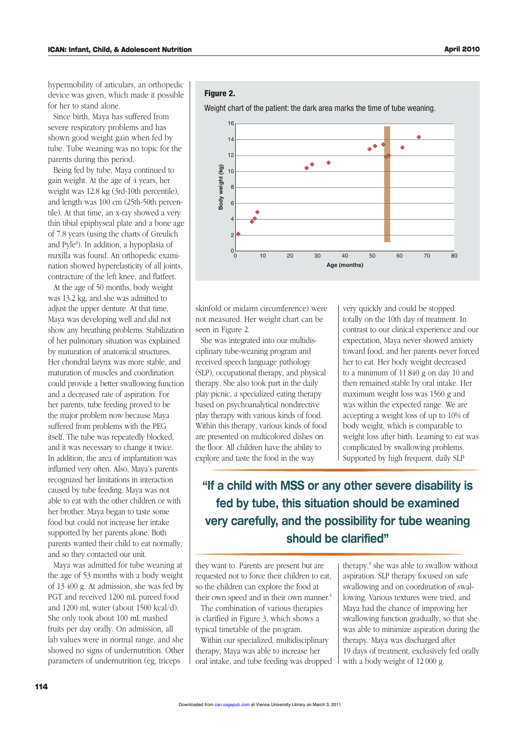hypermobility of articulars, an orthopedic device was given, which made it possible for her to stand alone.

Since birth, Maya has suffered from severe respiratory problems and has shown good weight gain when fed by tube. Tube weaning was no topic for the parents during this period.

Being fed by tube, Maya continued to gain weight. At the age of 4 years, her weight was 12.8 kg (3rd-10th percentile), and length was 100 cm (25th-50th percentile). At that time, an x-ray showed a very thin tibial epiphyseal plate and a bone age of 7.8 years (using the charts of Greulich and Pyle[8]). In addition, a hypoplasia of maxilla was found. An orthopedic examination showed hyperelasticity of all joints, contracture of the left knee, and flatfeet.

At the age of 50 months, body weight was 13.2 kg, and she was admitted to adjust the upper denture. At that time, Maya was developing well and did not show any breathing problems. Stabilization of her pulmonary situation was explained by maturation of anatomical structures. Her chondral larynx was more stable, and maturation of muscles and coordination could provide a better swallowing function and a decreased rate of aspiration. For her parents, tube feeding proved to be the major problem now because Maya suffered from problems with the PEG itself. The tube was repeatedly blocked, and it was necessary to change it twice. In addition, the area of implantation was inflamed very often. Also, Maya's parents recognized her limitations in interaction caused by tube feeding. Maya was not able to eat with the other children or with her brother. Maya began to taste some food but could not increase her intake supported by her parents alone. Both parents wanted their child to eat normally, and so they contacted our unit.

Maya was admitted for tube weaning at the age of 53 months with a body weight of 13 400 g. At admission, she was fed by PGT and received 1200 mL pureed food and 1200 mL water (about 1500 kcal/d). She only took about 100 mL mashed fruits per day orally. On admission, all lab values were in normal range, and she showed no signs of undernutrition. Other parameters of undernutrition (eg, triceps skinfold or midarm circumference) were not measured. Her weight chart can be seen in Figure 2.

**Figure 2.**

Weight chart of the patient: the dark area marks the time of tube weaning.

She was integrated into our multidisciplinary tube-weaning program and received speech language pathology (SLP), occupational therapy, and physical therapy. She also took part in the daily play picnic, a specialized eating therapy based on psychoanalytical nondirective play therapy with various kinds of food. Within this therapy, various kinds of food are presented on multicolored dishes on the floor. All children have the ability to explore and taste the food in the way they want to. Parents are present but are requested not to force their children to eat, so the children can explore the food at their own speed and in their own manner.[5]

The combination of various therapies is clarified in Figure 3, which shows a typical timetable of the program.

Within our specialized, multidisciplinary therapy, Maya was able to increase her oral intake, and tube feeding was dropped very quickly and could be stopped totally on the 10th day of treatment. In contrast to our clinical experience and our expectation, Maya never showed anxiety toward food, and her parents never forced her to eat. Her body weight decreased to a minimum of 11 840 g on day 10 and then remained stable by oral intake. Her maximum weight loss was 1560 g and was within the expected range. We are accepting a weight loss of up to 10% of body weight, which is comparable to weight loss after birth. Learning to eat was complicated by swallowing problems. Supported by high frequent, daily SLP therapy,[9] she was able to swallow without aspiration. SLP therapy focused on safe swallowing and on coordination of swallowing. Various textures were tried, and Maya had the chance of improving her swallowing function gradually, so that she was able to minimize aspiration during the therapy. Maya was discharged after 19 days of treatment, exclusively fed orally with a body weight of 12 000 g.

**"If a child with MSS or any other severe disability is fed by tube, this situation should be examined very carefully, and the possibility for tube weaning should be clarified"**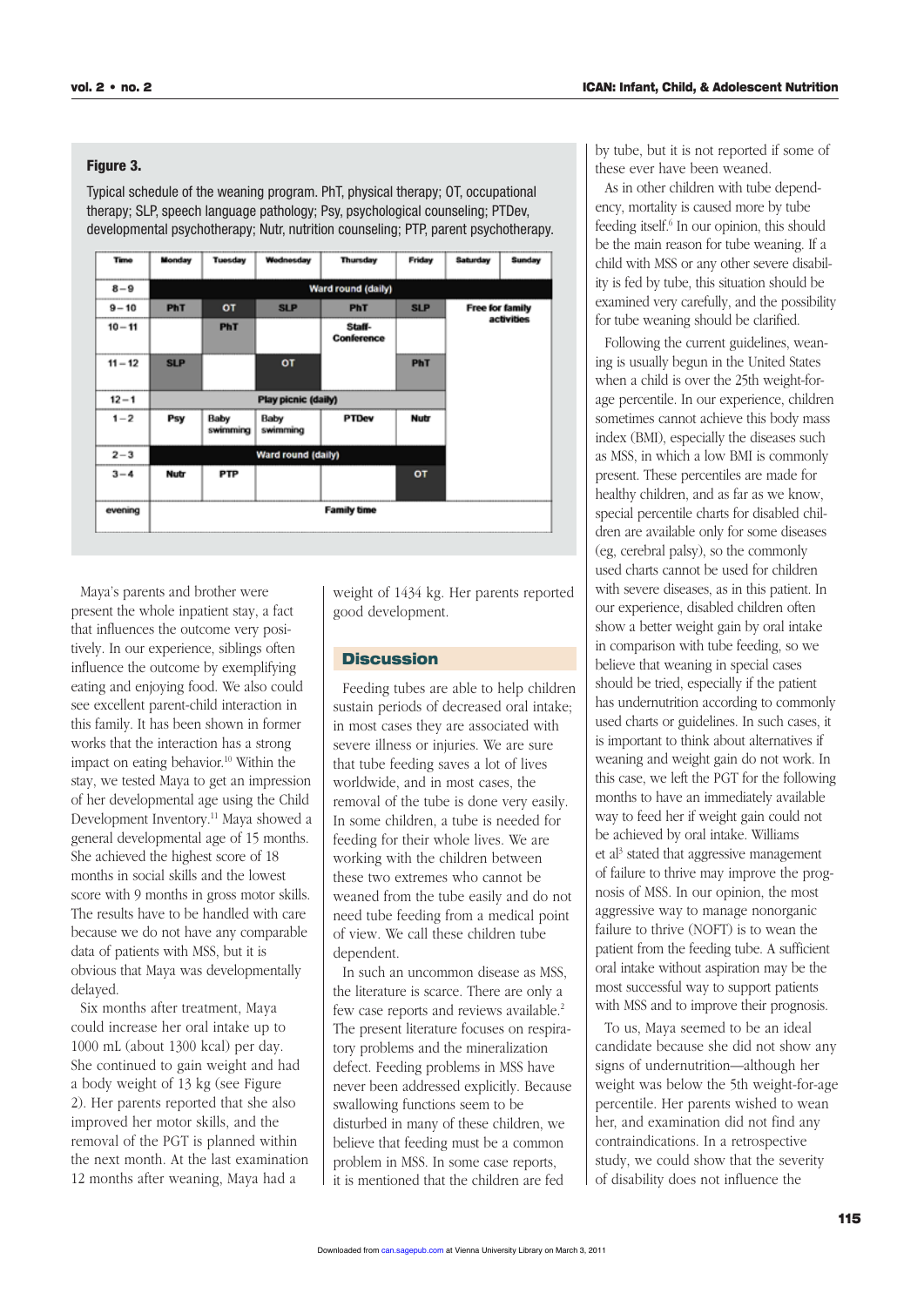**Figure 3.**

Typical schedule of the weaning program. PhT, physical therapy; OT, occupational therapy; SLP, speech language pathology; Psy, psychological counseling; PTDev, developmental psychotherapy; Nutr, nutrition counseling; PTP, parent psychotherapy.

| Time | Monday | Tuesday | Wednesday | Thursday | Friday | Saturday | Sunday |
|---|---|---|---|---|---|---|---|
| 8–9 | Ward round (daily) | | | | | | |
| 9–10 | PhT | OT | SLP | PhT | SLP | Free for family activities | |
| 10–11 | | PhT | | Staff-Conference | | | |
| 11–12 | SLP | | OT | | PhT | | |
| 12–1 | Play picnic (daily) | | | | | | |
| 1–2 | Psy | Baby swimming | Baby swimming | PTDev | Nutr | | |
| 2–3 | Ward round (daily) | | | | | | |
| 3–4 | Nutr | PTP | | | OT | | |
| evening | Family time | | | | | | |

Maya's parents and brother were present the whole inpatient stay, a fact that influences the outcome very positively. In our experience, siblings often influence the outcome by exemplifying eating and enjoying food. We also could see excellent parent-child interaction in this family. It has been shown in former works that the interaction has a strong impact on eating behavior.[10] Within the stay, we tested Maya to get an impression of her developmental age using the Child Development Inventory.[11] Maya showed a general developmental age of 15 months. She achieved the highest score of 18 months in social skills and the lowest score with 9 months in gross motor skills. The results have to be handled with care because we do not have any comparable data of patients with MSS, but it is obvious that Maya was developmentally delayed.

Six months after treatment, Maya could increase her oral intake up to 1000 mL (about 1300 kcal) per day. She continued to gain weight and had a body weight of 13 kg (see Figure 2). Her parents reported that she also improved her motor skills, and the removal of the PGT is planned within the next month. At the last examination 12 months after weaning, Maya had a weight of 1434 kg. Her parents reported good development.

## Discussion

Feeding tubes are able to help children sustain periods of decreased oral intake; in most cases they are associated with severe illness or injuries. We are sure that tube feeding saves a lot of lives worldwide, and in most cases, the removal of the tube is done very easily. In some children, a tube is needed for feeding for their whole lives. We are working with the children between these two extremes who cannot be weaned from the tube easily and do not need tube feeding from a medical point of view. We call these children tube dependent.

In such an uncommon disease as MSS, the literature is scarce. There are only a few case reports and reviews available.[2] The present literature focuses on respiratory problems and the mineralization defect. Feeding problems in MSS have never been addressed explicitly. Because swallowing functions seem to be disturbed in many of these children, we believe that feeding must be a common problem in MSS. In some case reports, it is mentioned that the children are fed by tube, but it is not reported if some of these ever have been weaned.

As in other children with tube dependency, mortality is caused more by tube feeding itself.[6] In our opinion, this should be the main reason for tube weaning. If a child with MSS or any other severe disability is fed by tube, this situation should be examined very carefully, and the possibility for tube weaning should be clarified.

Following the current guidelines, weaning is usually begun in the United States when a child is over the 25th weight-for-age percentile. In our experience, children sometimes cannot achieve this body mass index (BMI), especially the diseases such as MSS, in which a low BMI is commonly present. These percentiles are made for healthy children, and as far as we know, special percentile charts for disabled children are available only for some diseases (eg, cerebral palsy), so the commonly used charts cannot be used for children with severe diseases, as in this patient. In our experience, disabled children often show a better weight gain by oral intake in comparison with tube feeding, so we believe that weaning in special cases should be tried, especially if the patient has undernutrition according to commonly used charts or guidelines. In such cases, it is important to think about alternatives if weaning and weight gain do not work. In this case, we left the PGT for the following months to have an immediately available way to feed her if weight gain could not be achieved by oral intake. Williams et al[3] stated that aggressive management of failure to thrive may improve the prognosis of MSS. In our opinion, the most aggressive way to manage nonorganic failure to thrive (NOFT) is to wean the patient from the feeding tube. A sufficient oral intake without aspiration may be the most successful way to support patients with MSS and to improve their prognosis.

To us, Maya seemed to be an ideal candidate because she did not show any signs of undernutrition—although her weight was below the 5th weight-for-age percentile. Her parents wished to wean her, and examination did not find any contraindications. In a retrospective study, we could show that the severity of disability does not influence the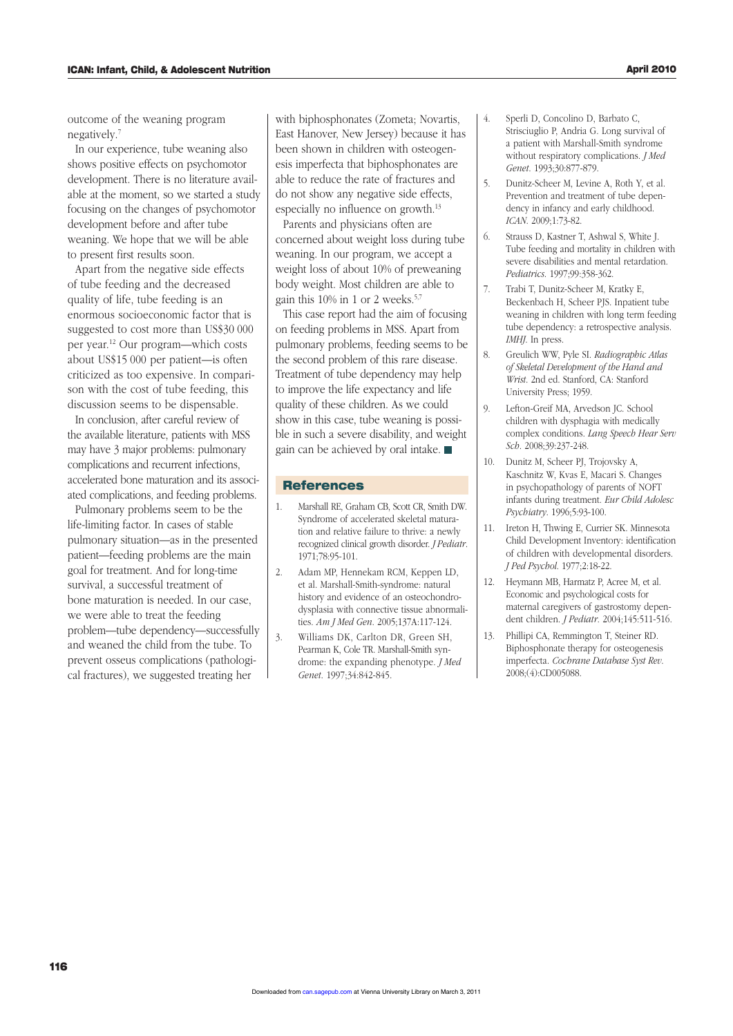outcome of the weaning program negatively.[7]

In our experience, tube weaning also shows positive effects on psychomotor development. There is no literature available at the moment, so we started a study focusing on the changes of psychomotor development before and after tube weaning. We hope that we will be able to present first results soon.

Apart from the negative side effects of tube feeding and the decreased quality of life, tube feeding is an enormous socioeconomic factor that is suggested to cost more than US$30 000 per year.[12] Our program—which costs about US$15 000 per patient—is often criticized as too expensive. In comparison with the cost of tube feeding, this discussion seems to be dispensable.

In conclusion, after careful review of the available literature, patients with MSS may have 3 major problems: pulmonary complications and recurrent infections, accelerated bone maturation and its associated complications, and feeding problems.

Pulmonary problems seem to be the life-limiting factor. In cases of stable pulmonary situation—as in the presented patient—feeding problems are the main goal for treatment. And for long-time survival, a successful treatment of bone maturation is needed. In our case, we were able to treat the feeding problem—tube dependency—successfully and weaned the child from the tube. To prevent osseus complications (pathological fractures), we suggested treating her with biphosphonates (Zometa; Novartis, East Hanover, New Jersey) because it has been shown in children with osteogenesis imperfecta that biphosphonates are able to reduce the rate of fractures and do not show any negative side effects, especially no influence on growth.[13]

Parents and physicians often are concerned about weight loss during tube weaning. In our program, we accept a weight loss of about 10% of preweaning body weight. Most children are able to gain this 10% in 1 or 2 weeks.[5,7]

This case report had the aim of focusing on feeding problems in MSS. Apart from pulmonary problems, feeding seems to be the second problem of this rare disease. Treatment of tube dependency may help to improve the life expectancy and life quality of these children. As we could show in this case, tube weaning is possible in such a severe disability, and weight gain can be achieved by oral intake. ■

## References

1. Marshall RE, Graham CB, Scott CR, Smith DW. Syndrome of accelerated skeletal maturation and relative failure to thrive: a newly recognized clinical growth disorder. *J Pediatr*. 1971;78:95-101.
2. Adam MP, Hennekam RCM, Keppen LD, et al. Marshall-Smith-syndrome: natural history and evidence of an osteochondrodysplasia with connective tissue abnormalities. *Am J Med Gen*. 2005;137A:117-124.
3. Williams DK, Carlton DR, Green SH, Pearman K, Cole TR. Marshall-Smith syndrome: the expanding phenotype. *J Med Genet*. 1997;34:842-845.
4. Sperli D, Concolino D, Barbato C, Strisciuglio P, Andria G. Long survival of a patient with Marshall-Smith syndrome without respiratory complications. *J Med Genet*. 1993;30:877-879.
5. Dunitz-Scheer M, Levine A, Roth Y, et al. Prevention and treatment of tube dependency in infancy and early childhood. *ICAN*. 2009;1:73-82.
6. Strauss D, Kastner T, Ashwal S, White J. Tube feeding and mortality in children with severe disabilities and mental retardation. *Pediatrics*. 1997;99:358-362.
7. Trabi T, Dunitz-Scheer M, Kratky E, Beckenbach H, Scheer PJS. Inpatient tube weaning in children with long term feeding tube dependency: a retrospective analysis. *IMHJ*. In press.
8. Greulich WW, Pyle SI. *Radiographic Atlas of Skeletal Development of the Hand and Wrist*. 2nd ed. Stanford, CA: Stanford University Press; 1959.
9. Lefton-Greif MA, Arvedson JC. School children with dysphagia with medically complex conditions. *Lang Speech Hear Serv Sch*. 2008;39:237-248.
10. Dunitz M, Scheer PJ, Trojovsky A, Kaschnitz W, Kvas E, Macari S. Changes in psychopathology of parents of NOFT infants during treatment. *Eur Child Adolesc Psychiatry*. 1996;5:93-100.
11. Ireton H, Thwing E, Currier SK. Minnesota Child Development Inventory: identification of children with developmental disorders. *J Ped Psychol*. 1977;2:18-22.
12. Heymann MB, Harmatz P, Acree M, et al. Economic and psychological costs for maternal caregivers of gastrostomy dependent children. *J Pediatr*. 2004;145:511-516.
13. Phillipi CA, Remmington T, Steiner RD. Biphosphonate therapy for osteogenesis imperfecta. *Cochrane Database Syst Rev*. 2008;(4):CD005088.